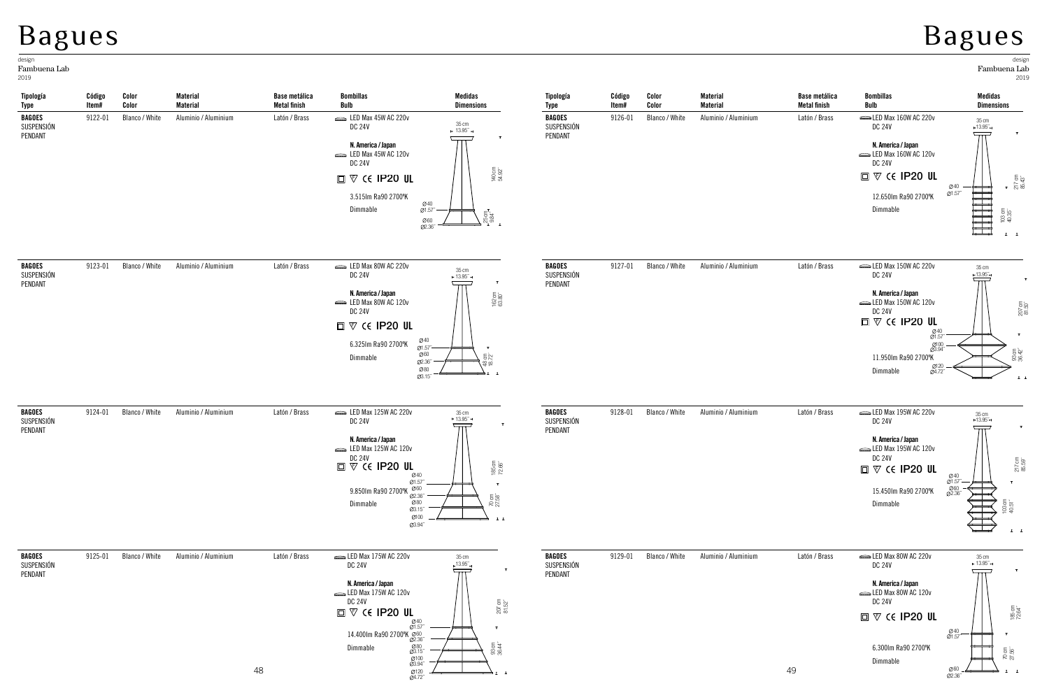# Bagues

design
Fambuena Lab
2019

| Tipología Type | Código Item# | Color Color | Material Material | Base metálica Metal finish | Bombillas Bulb | Medidas Dimensions |
|---|---|---|---|---|---|---|
| **BAGOES** SUSPENSIÓN PENDANT | 9122-01 | Blanco / White | Aluminio / Aluminium | Latón / Brass | LED Max 45W AC 220v DC 24V<br>**N. America / Japan** LED Max 45W AC 120v DC 24V<br>CE IP20 UL<br>3.515lm Ra90 2700ºK<br>Dimmable | 35 cm 13.95"<br>140 cm 54.92"<br>25 cm 9.84"<br>Ø40 Ø1.57"<br>Ø60 Ø2.36" |
| **BAGOES** SUSPENSIÓN PENDANT | 9123-01 | Blanco / White | Aluminio / Aluminium | Latón / Brass | LED Max 80W AC 220v DC 24V<br>**N. America / Japan** LED Max 80W AC 120v DC 24V<br>CE IP20 UL<br>6.325lm Ra90 2700ºK<br>Dimmable | 35 cm 13.95"<br>162 cm 63.80"<br>48 cm 18.72"<br>Ø40 Ø1.57"<br>Ø60 Ø2.36"<br>Ø80 Ø3.15" |
| **BAGOES** SUSPENSIÓN PENDANT | 9124-01 | Blanco / White | Aluminio / Aluminium | Latón / Brass | LED Max 125W AC 220v DC 24V<br>**N. America / Japan** LED Max 125W AC 120v DC 24V<br>CE IP20 UL<br>9.850lm Ra90 2700ºK<br>Dimmable | 35 cm 13.95"<br>185 cm 72.66"<br>70 cm 27.56"<br>Ø40 Ø1.57"<br>Ø60 Ø2.36"<br>Ø80 Ø3.15"<br>Ø100 Ø3.94" |
| **BAGOES** SUSPENSIÓN PENDANT | 9125-01 | Blanco / White | Aluminio / Aluminium | Latón / Brass | LED Max 175W AC 220v DC 24V<br>**N. America / Japan** LED Max 175W AC 120v DC 24V<br>CE IP20 UL<br>14.400lm Ra90 2700ºK<br>Dimmable | 35 cm 13.95"<br>207 cm 81.52"<br>93 cm 36.44"<br>Ø40 Ø1.57"<br>Ø60 Ø2.36"<br>Ø80 Ø3.15"<br>Ø100 Ø3.94"<br>Ø120 Ø4.72" |
| **BAGOES** SUSPENSIÓN PENDANT | 9126-01 | Blanco / White | Aluminio / Aluminium | Latón / Brass | LED Max 160W AC 220v DC 24V<br>**N. America / Japan** LED Max 160W AC 120v DC 24V<br>CE IP20 UL<br>12.650lm Ra90 2700ºK<br>Dimmable | 35 cm 13.95"<br>217 cm 85.43"<br>103 cm 40.55"<br>Ø40 Ø1.57" |
| **BAGOES** SUSPENSIÓN PENDANT | 9127-01 | Blanco / White | Aluminio / Aluminium | Latón / Brass | LED Max 150W AC 220v DC 24V<br>**N. America / Japan** LED Max 150W AC 120v DC 24V<br>CE IP20 UL<br>11.950lm Ra90 2700ºK<br>Dimmable | 35 cm 13.95"<br>207 cm 81.50"<br>93 cm 36.42"<br>Ø40 Ø1.57"<br>Ø100 Ø3.94"<br>Ø120 Ø4.72" |
| **BAGOES** SUSPENSIÓN PENDANT | 9128-01 | Blanco / White | Aluminio / Aluminium | Latón / Brass | LED Max 195W AC 220v DC 24V<br>**N. America / Japan** LED Max 195W AC 120v DC 24V<br>CE IP20 UL<br>15.450lm Ra90 2700ºK<br>Dimmable | 35 cm 13.95"<br>217 cm 85.59"<br>103 cm 40.51"<br>Ø40 Ø1.57"<br>Ø60 Ø2.36" |
| **BAGOES** SUSPENSIÓN PENDANT | 9129-01 | Blanco / White | Aluminio / Aluminium | Latón / Brass | LED Max 80W AC 220v DC 24V<br>**N. America / Japan** LED Max 80W AC 120v DC 24V<br>CE IP20 UL<br>6.300lm Ra90 2700ºK<br>Dimmable | 35 cm 13.95"<br>185 cm 72.64"<br>70 cm 27.56"<br>Ø40 Ø1.57"<br>Ø60 Ø2.36" |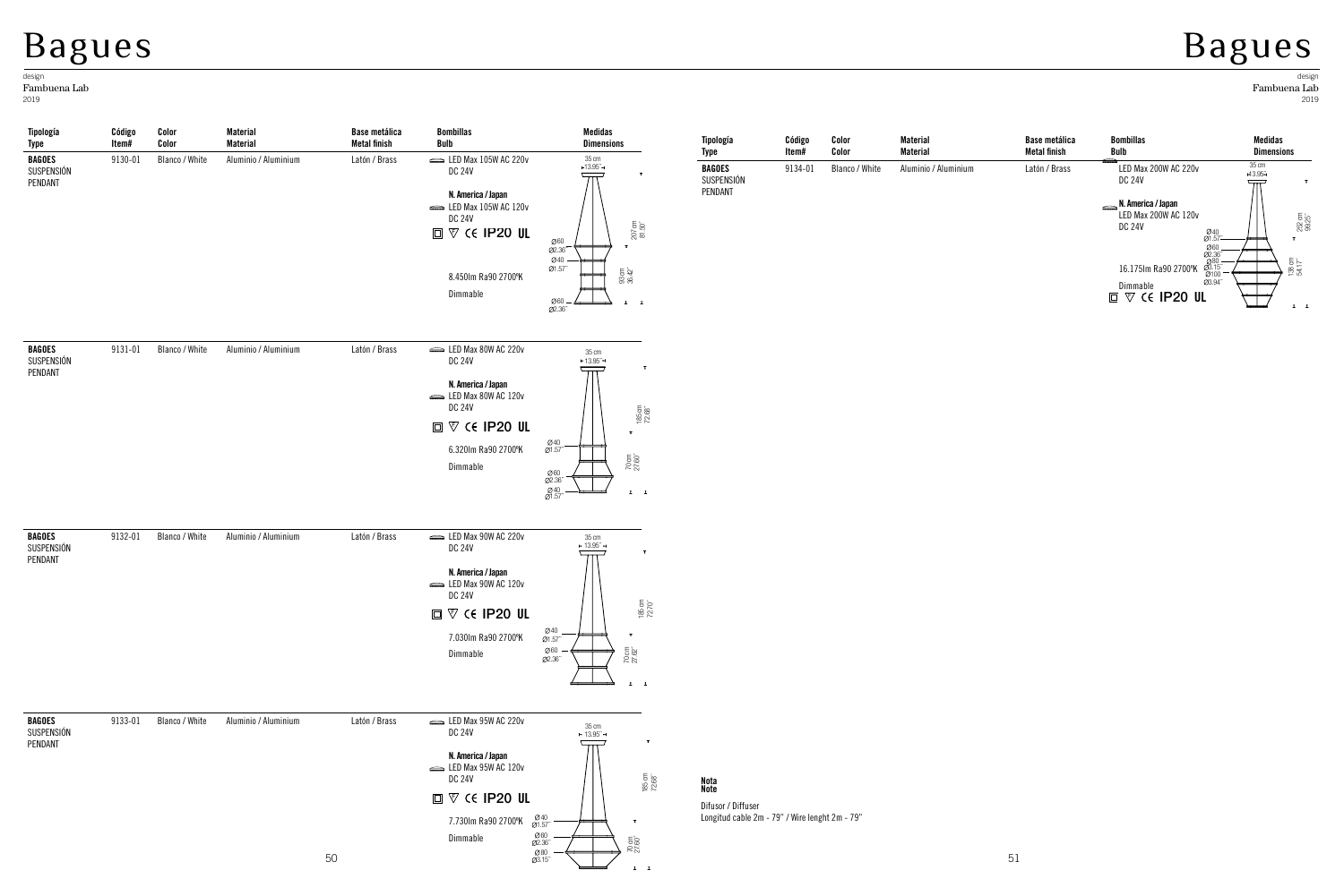# Bagues

design
Fambuena Lab
2019

| Tipología Type | Código Item# | Color Color | Material Material | Base metálica Metal finish | Bombillas Bulb | Medidas Dimensions |
|---|---|---|---|---|---|---|
| **BAGOES** SUSPENSIÓN PENDANT | 9130-01 | Blanco / White | Aluminio / Aluminium | Latón / Brass | LED Max 105W AC 220v DC 24V<br>**N. America / Japan** LED Max 105W AC 120v DC 24V<br>CE IP20 UL<br>8.450lm Ra90 2700ºK<br>Dimmable | 35 cm 13.95"<br>207 cm 81.50"<br>93 cm 36.42"<br>Ø60 Ø2.36"<br>Ø40 Ø1.57"<br>Ø60 Ø2.36" |
| **BAGOES** SUSPENSIÓN PENDANT | 9131-01 | Blanco / White | Aluminio / Aluminium | Latón / Brass | LED Max 80W AC 220v DC 24V<br>**N. America / Japan** LED Max 80W AC 120v DC 24V<br>CE IP20 UL<br>6.320lm Ra90 2700ºK<br>Dimmable | 35 cm 13.95"<br>185 cm 72.68"<br>70 cm 27.60"<br>Ø40 Ø1.57"<br>Ø60 Ø2.36"<br>Ø40 Ø1.57" |
| **BAGOES** SUSPENSIÓN PENDANT | 9132-01 | Blanco / White | Aluminio / Aluminium | Latón / Brass | LED Max 90W AC 220v DC 24V<br>**N. America / Japan** LED Max 90W AC 120v DC 24V<br>CE IP20 UL<br>7.030lm Ra90 2700ºK<br>Dimmable | 35 cm 13.95"<br>185 cm 72.70"<br>70 cm 27.62"<br>Ø40 Ø1.57"<br>Ø60 Ø2.36" |
| **BAGOES** SUSPENSIÓN PENDANT | 9133-01 | Blanco / White | Aluminio / Aluminium | Latón / Brass | LED Max 95W AC 220v DC 24V<br>**N. America / Japan** LED Max 95W AC 120v DC 24V<br>CE IP20 UL<br>7.730lm Ra90 2700ºK<br>Dimmable | 35 cm 13.95"<br>185 cm 72.68"<br>70 cm 27.60"<br>Ø40 Ø1.57"<br>Ø60 Ø2.36"<br>Ø80 Ø3.15" |
| **BAGOES** SUSPENSIÓN PENDANT | 9134-01 | Blanco / White | Aluminio / Aluminium | Latón / Brass | LED Max 200W AC 220v DC 24V<br>**N. America / Japan** LED Max 200W AC 120v DC 24V<br>16.175lm Ra90 2700ºK<br>Dimmable<br>CE IP20 UL | 35 cm 13.95"<br>232 cm 99.25"<br>138 cm 54.17"<br>Ø40 Ø1.57"<br>Ø60 Ø2.36"<br>Ø80 Ø3.15"<br>Ø100 Ø3.94" |

**Nota**
**Note**

Difusor / Diffuser
Longitud cable 2m - 79" / Wire lenght 2m - 79"